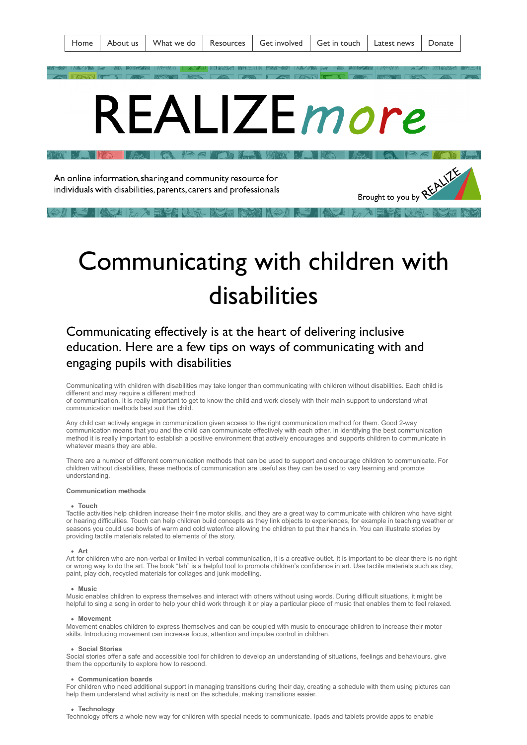Home | About us | What we do | Resources | Get involved | Get in touch | Latest news | Donate

# REALIZE*more*

An online information, sharing and community resource for individuals with disabilities, parents, carers and professionals

Brought to you by REALIZE

# Communicating with children with disabilities

## Communicating effectively is at the heart of delivering inclusive education. Here are a few tips on ways of communicating with and engaging pupils with disabilities

Communicating with children with disabilities may take longer than communicating with children without disabilities. Each child is different and may require a different method
of communication. It is really important to get to know the child and work closely with their main support to understand what communication methods best suit the child.

Any child can actively engage in communication given access to the right communication method for them. Good 2-way communication means that you and the child can communicate effectively with each other. In identifying the best communication method it is really important to establish a positive environment that actively encourages and supports children to communicate in whatever means they are able.

There are a number of different communication methods that can be used to support and encourage children to communicate. For children without disabilities, these methods of communication are useful as they can be used to vary learning and promote understanding.

**Communication methods**

- **Touch**

Tactile activities help children increase their fine motor skills, and they are a great way to communicate with children who have sight or hearing difficulties. Touch can help children build concepts as they link objects to experiences, for example in teaching weather or seasons you could use bowls of warm and cold water/Ice allowing the children to put their hands in. You can illustrate stories by providing tactile materials related to elements of the story.

- **Art**

Art for children who are non-verbal or limited in verbal communication, it is a creative outlet. It is important to be clear there is no right or wrong way to do the art. The book "Ish" is a helpful tool to promote children's confidence in art. Use tactile materials such as clay, paint, play doh, recycled materials for collages and junk modelling.

- **Music**

Music enables children to express themselves and interact with others without using words. During difficult situations, it might be helpful to sing a song in order to help your child work through it or play a particular piece of music that enables them to feel relaxed.

- **Movement**

Movement enables children to express themselves and can be coupled with music to encourage children to increase their motor skills. Introducing movement can increase focus, attention and impulse control in children.

- **Social Stories**

Social stories offer a safe and accessible tool for children to develop an understanding of situations, feelings and behaviours. give them the opportunity to explore how to respond.

- **Communication boards**

For children who need additional support in managing transitions during their day, creating a schedule with them using pictures can help them understand what activity is next on the schedule, making transitions easier.

- **Technology**

Technology offers a whole new way for children with special needs to communicate. Ipads and tablets provide apps to enable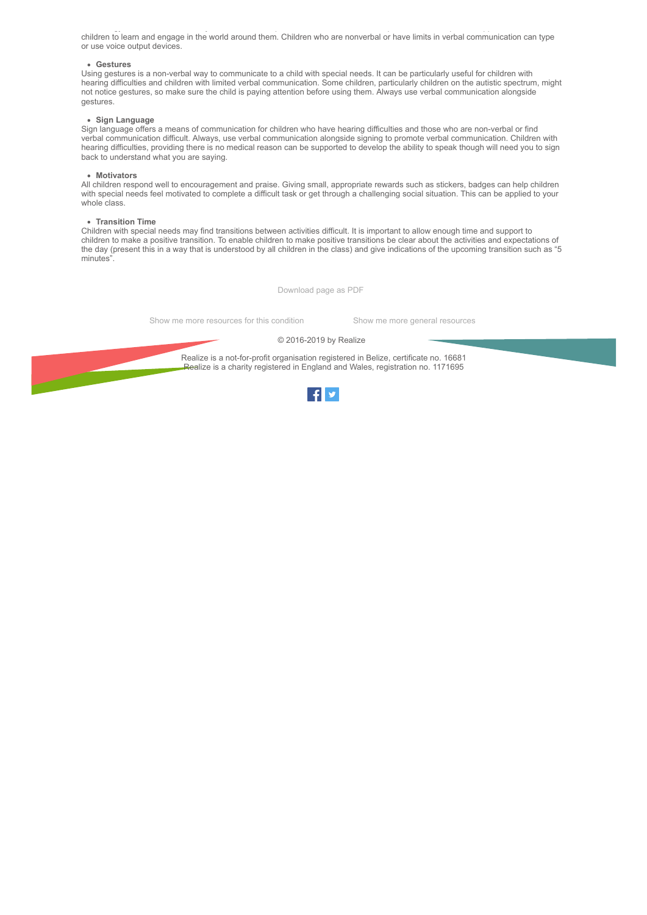children to learn and engage in the world around them. Children who are nonverbal or have limits in verbal communication can type or use voice output devices.

- **Gestures**

Using gestures is a non-verbal way to communicate to a child with special needs. It can be particularly useful for children with hearing difficulties and children with limited verbal communication. Some children, particularly children on the autistic spectrum, might not notice gestures, so make sure the child is paying attention before using them. Always use verbal communication alongside gestures.

- **Sign Language**

Sign language offers a means of communication for children who have hearing difficulties and those who are non-verbal or find verbal communication difficult. Always, use verbal communication alongside signing to promote verbal communication. Children with hearing difficulties, providing there is no medical reason can be supported to develop the ability to speak though will need you to sign back to understand what you are saying.

- **Motivators**

All children respond well to encouragement and praise. Giving small, appropriate rewards such as stickers, badges can help children with special needs feel motivated to complete a difficult task or get through a challenging social situation. This can be applied to your whole class.

- **Transition Time**

Children with special needs may find transitions between activities difficult. It is important to allow enough time and support to children to make a positive transition. To enable children to make positive transitions be clear about the activities and expectations of the day (present this in a way that is understood by all children in the class) and give indications of the upcoming transition such as "5 minutes".

Download page as PDF

Show me more resources for this condition    Show me more general resources

© 2016-2019 by Realize

Realize is a not-for-profit organisation registered in Belize, certificate no. 16681
Realize is a charity registered in England and Wales, registration no. 1171695